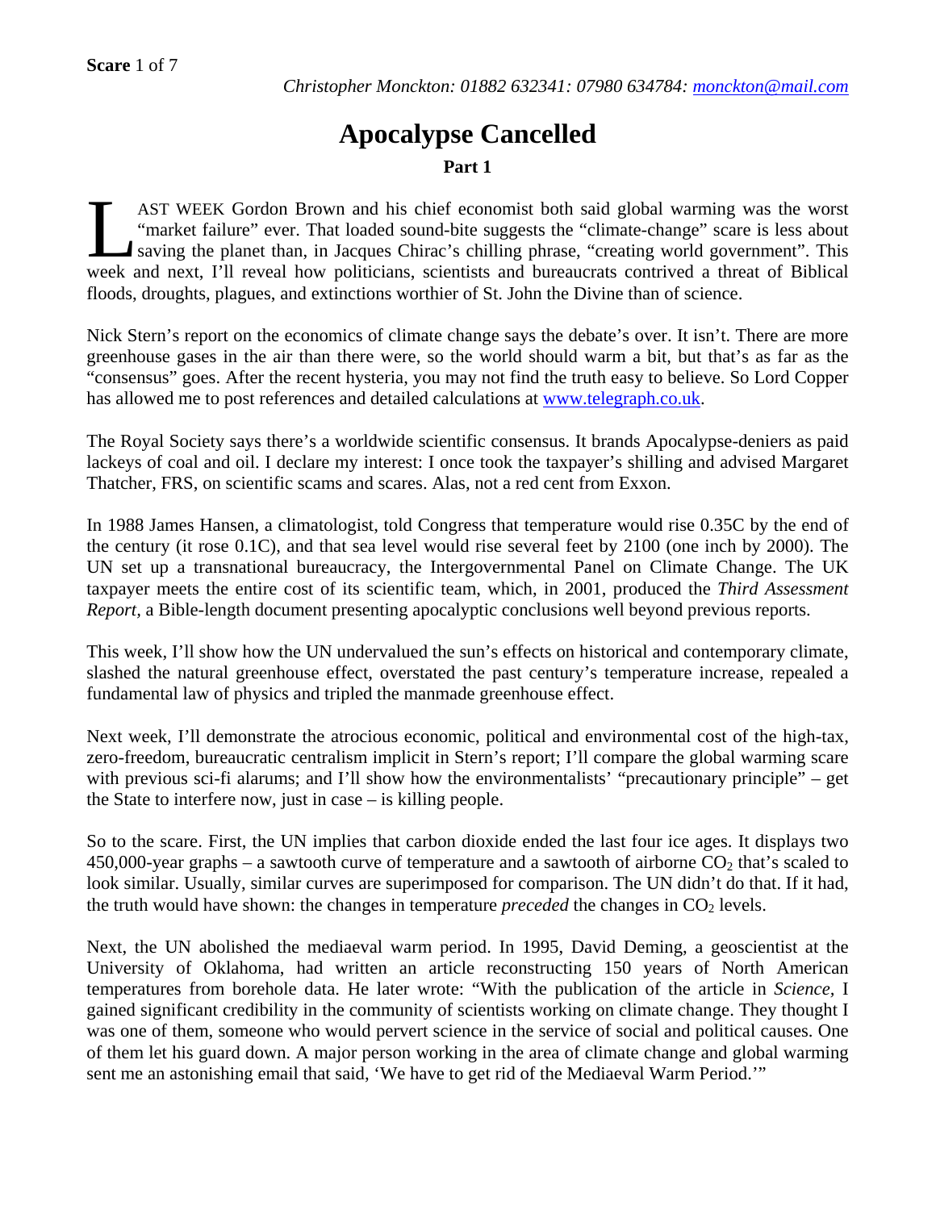Christopher Monckton: 01882 632341: 07980 634784: monckton@mail.com

# Apocalypse Cancelled

## Part 1

LAST WEEK Gordon Brown and his chief economist both said global warming was the worst "market failure" ever. That loaded sound-bite suggests the "climate-change" scare is less about saving the planet than, in Jacques Chirac's chilling phrase, "creating world government". This week and next, I'll reveal how politicians, scientists and bureaucrats contrived a threat of Biblical floods, droughts, plagues, and extinctions worthier of St. John the Divine than of science.

Nick Stern's report on the economics of climate change says the debate's over. It isn't. There are more greenhouse gases in the air than there were, so the world should warm a bit, but that's as far as the "consensus" goes. After the recent hysteria, you may not find the truth easy to believe. So Lord Copper has allowed me to post references and detailed calculations at www.telegraph.co.uk.

The Royal Society says there's a worldwide scientific consensus. It brands Apocalypse-deniers as paid lackeys of coal and oil. I declare my interest: I once took the taxpayer's shilling and advised Margaret Thatcher, FRS, on scientific scams and scares. Alas, not a red cent from Exxon.

In 1988 James Hansen, a climatologist, told Congress that temperature would rise 0.35C by the end of the century (it rose 0.1C), and that sea level would rise several feet by 2100 (one inch by 2000). The UN set up a transnational bureaucracy, the Intergovernmental Panel on Climate Change. The UK taxpayer meets the entire cost of its scientific team, which, in 2001, produced the *Third Assessment Report,* a Bible-length document presenting apocalyptic conclusions well beyond previous reports.

This week, I'll show how the UN undervalued the sun's effects on historical and contemporary climate, slashed the natural greenhouse effect, overstated the past century's temperature increase, repealed a fundamental law of physics and tripled the manmade greenhouse effect.

Next week, I'll demonstrate the atrocious economic, political and environmental cost of the high-tax, zero-freedom, bureaucratic centralism implicit in Stern's report; I'll compare the global warming scare with previous sci-fi alarums; and I'll show how the environmentalists' "precautionary principle" – get the State to interfere now, just in case – is killing people.

So to the scare. First, the UN implies that carbon dioxide ended the last four ice ages. It displays two 450,000-year graphs – a sawtooth curve of temperature and a sawtooth of airborne $CO_2$ that's scaled to look similar. Usually, similar curves are superimposed for comparison. The UN didn't do that. If it had, the truth would have shown: the changes in temperature *preceded* the changes in $CO_2$ levels.

Next, the UN abolished the mediaeval warm period. In 1995, David Deming, a geoscientist at the University of Oklahoma, had written an article reconstructing 150 years of North American temperatures from borehole data. He later wrote: "With the publication of the article in *Science,* I gained significant credibility in the community of scientists working on climate change. They thought I was one of them, someone who would pervert science in the service of social and political causes. One of them let his guard down. A major person working in the area of climate change and global warming sent me an astonishing email that said, 'We have to get rid of the Mediaeval Warm Period.'"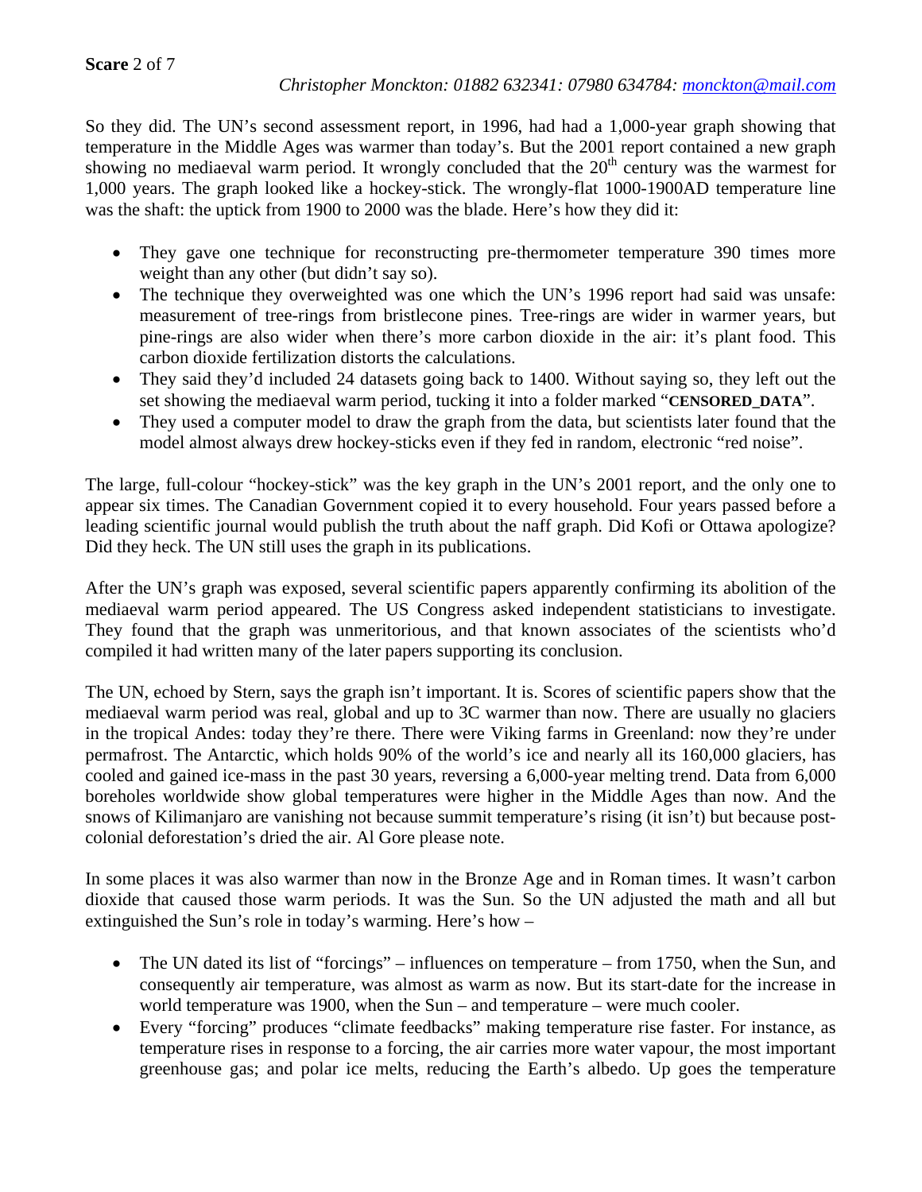So they did. The UN's second assessment report, in 1996, had had a 1,000-year graph showing that temperature in the Middle Ages was warmer than today's. But the 2001 report contained a new graph showing no mediaeval warm period. It wrongly concluded that the 20th century was the warmest for 1,000 years. The graph looked like a hockey-stick. The wrongly-flat 1000-1900AD temperature line was the shaft: the uptick from 1900 to 2000 was the blade. Here's how they did it:

- They gave one technique for reconstructing pre-thermometer temperature 390 times more weight than any other (but didn't say so).
- The technique they overweighted was one which the UN's 1996 report had said was unsafe: measurement of tree-rings from bristlecone pines. Tree-rings are wider in warmer years, but pine-rings are also wider when there's more carbon dioxide in the air: it's plant food. This carbon dioxide fertilization distorts the calculations.
- They said they'd included 24 datasets going back to 1400. Without saying so, they left out the set showing the mediaeval warm period, tucking it into a folder marked "**CENSORED_DATA**".
- They used a computer model to draw the graph from the data, but scientists later found that the model almost always drew hockey-sticks even if they fed in random, electronic "red noise".

The large, full-colour "hockey-stick" was the key graph in the UN's 2001 report, and the only one to appear six times. The Canadian Government copied it to every household. Four years passed before a leading scientific journal would publish the truth about the naff graph. Did Kofi or Ottawa apologize? Did they heck. The UN still uses the graph in its publications.

After the UN's graph was exposed, several scientific papers apparently confirming its abolition of the mediaeval warm period appeared. The US Congress asked independent statisticians to investigate. They found that the graph was unmeritorious, and that known associates of the scientists who'd compiled it had written many of the later papers supporting its conclusion.

The UN, echoed by Stern, says the graph isn't important. It is. Scores of scientific papers show that the mediaeval warm period was real, global and up to 3C warmer than now. There are usually no glaciers in the tropical Andes: today they're there. There were Viking farms in Greenland: now they're under permafrost. The Antarctic, which holds 90% of the world's ice and nearly all its 160,000 glaciers, has cooled and gained ice-mass in the past 30 years, reversing a 6,000-year melting trend. Data from 6,000 boreholes worldwide show global temperatures were higher in the Middle Ages than now. And the snows of Kilimanjaro are vanishing not because summit temperature's rising (it isn't) but because post-colonial deforestation's dried the air. Al Gore please note.

In some places it was also warmer than now in the Bronze Age and in Roman times. It wasn't carbon dioxide that caused those warm periods. It was the Sun. So the UN adjusted the math and all but extinguished the Sun's role in today's warming. Here's how –

- The UN dated its list of "forcings" – influences on temperature – from 1750, when the Sun, and consequently air temperature, was almost as warm as now. But its start-date for the increase in world temperature was 1900, when the Sun – and temperature – were much cooler.
- Every "forcing" produces "climate feedbacks" making temperature rise faster. For instance, as temperature rises in response to a forcing, the air carries more water vapour, the most important greenhouse gas; and polar ice melts, reducing the Earth's albedo. Up goes the temperature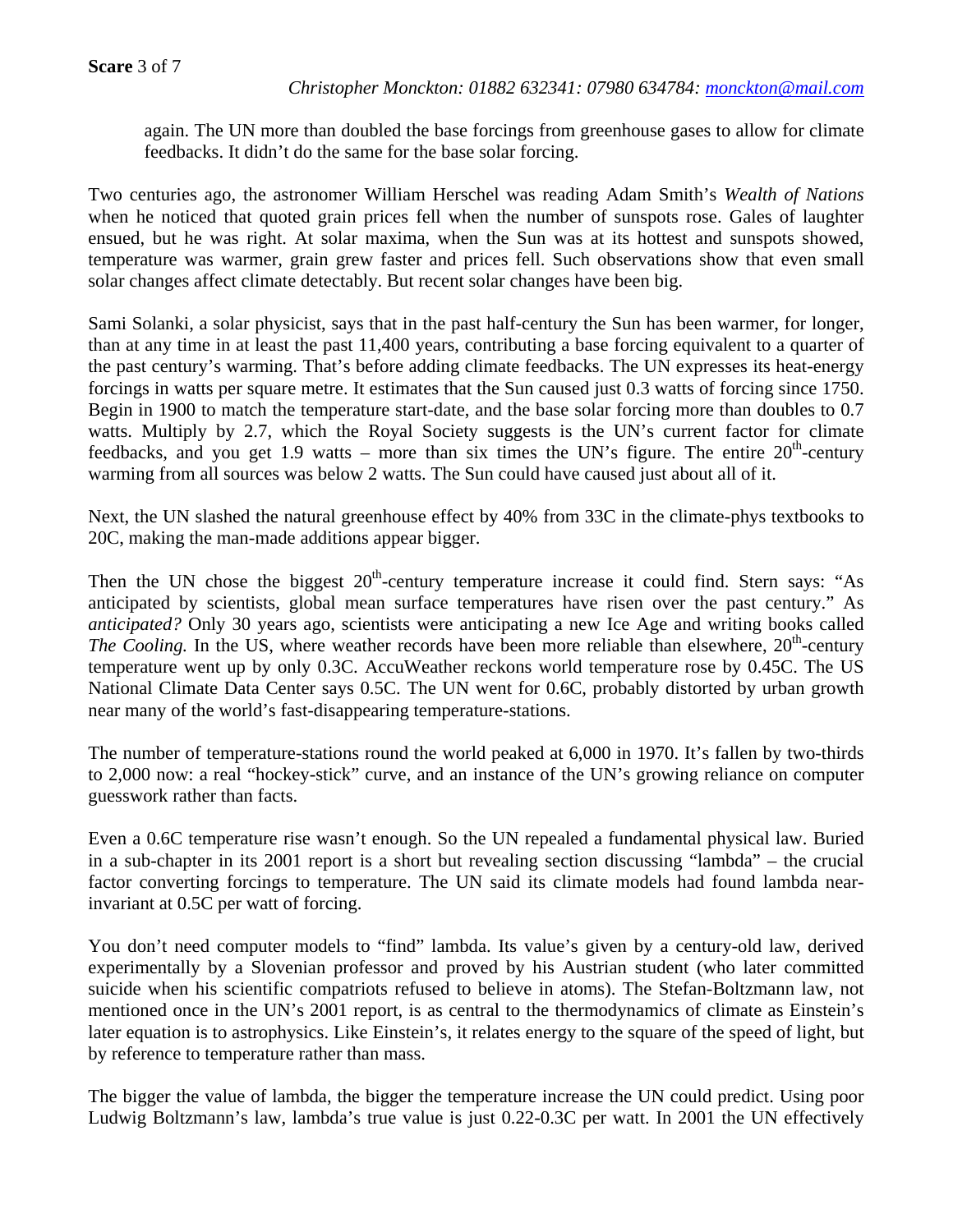again. The UN more than doubled the base forcings from greenhouse gases to allow for climate feedbacks. It didn't do the same for the base solar forcing.

Two centuries ago, the astronomer William Herschel was reading Adam Smith's *Wealth of Nations* when he noticed that quoted grain prices fell when the number of sunspots rose. Gales of laughter ensued, but he was right. At solar maxima, when the Sun was at its hottest and sunspots showed, temperature was warmer, grain grew faster and prices fell. Such observations show that even small solar changes affect climate detectably. But recent solar changes have been big.

Sami Solanki, a solar physicist, says that in the past half-century the Sun has been warmer, for longer, than at any time in at least the past 11,400 years, contributing a base forcing equivalent to a quarter of the past century's warming. That's before adding climate feedbacks. The UN expresses its heat-energy forcings in watts per square metre. It estimates that the Sun caused just 0.3 watts of forcing since 1750. Begin in 1900 to match the temperature start-date, and the base solar forcing more than doubles to 0.7 watts. Multiply by 2.7, which the Royal Society suggests is the UN's current factor for climate feedbacks, and you get 1.9 watts – more than six times the UN's figure. The entire 20th-century warming from all sources was below 2 watts. The Sun could have caused just about all of it.

Next, the UN slashed the natural greenhouse effect by 40% from 33C in the climate-phys textbooks to 20C, making the man-made additions appear bigger.

Then the UN chose the biggest 20th-century temperature increase it could find. Stern says: "As anticipated by scientists, global mean surface temperatures have risen over the past century." As *anticipated?* Only 30 years ago, scientists were anticipating a new Ice Age and writing books called *The Cooling.* In the US, where weather records have been more reliable than elsewhere, 20th-century temperature went up by only 0.3C. AccuWeather reckons world temperature rose by 0.45C. The US National Climate Data Center says 0.5C. The UN went for 0.6C, probably distorted by urban growth near many of the world's fast-disappearing temperature-stations.

The number of temperature-stations round the world peaked at 6,000 in 1970. It's fallen by two-thirds to 2,000 now: a real "hockey-stick" curve, and an instance of the UN's growing reliance on computer guesswork rather than facts.

Even a 0.6C temperature rise wasn't enough. So the UN repealed a fundamental physical law. Buried in a sub-chapter in its 2001 report is a short but revealing section discussing "lambda" – the crucial factor converting forcings to temperature. The UN said its climate models had found lambda near-invariant at 0.5C per watt of forcing.

You don't need computer models to "find" lambda. Its value's given by a century-old law, derived experimentally by a Slovenian professor and proved by his Austrian student (who later committed suicide when his scientific compatriots refused to believe in atoms). The Stefan-Boltzmann law, not mentioned once in the UN's 2001 report, is as central to the thermodynamics of climate as Einstein's later equation is to astrophysics. Like Einstein's, it relates energy to the square of the speed of light, but by reference to temperature rather than mass.

The bigger the value of lambda, the bigger the temperature increase the UN could predict. Using poor Ludwig Boltzmann's law, lambda's true value is just 0.22-0.3C per watt. In 2001 the UN effectively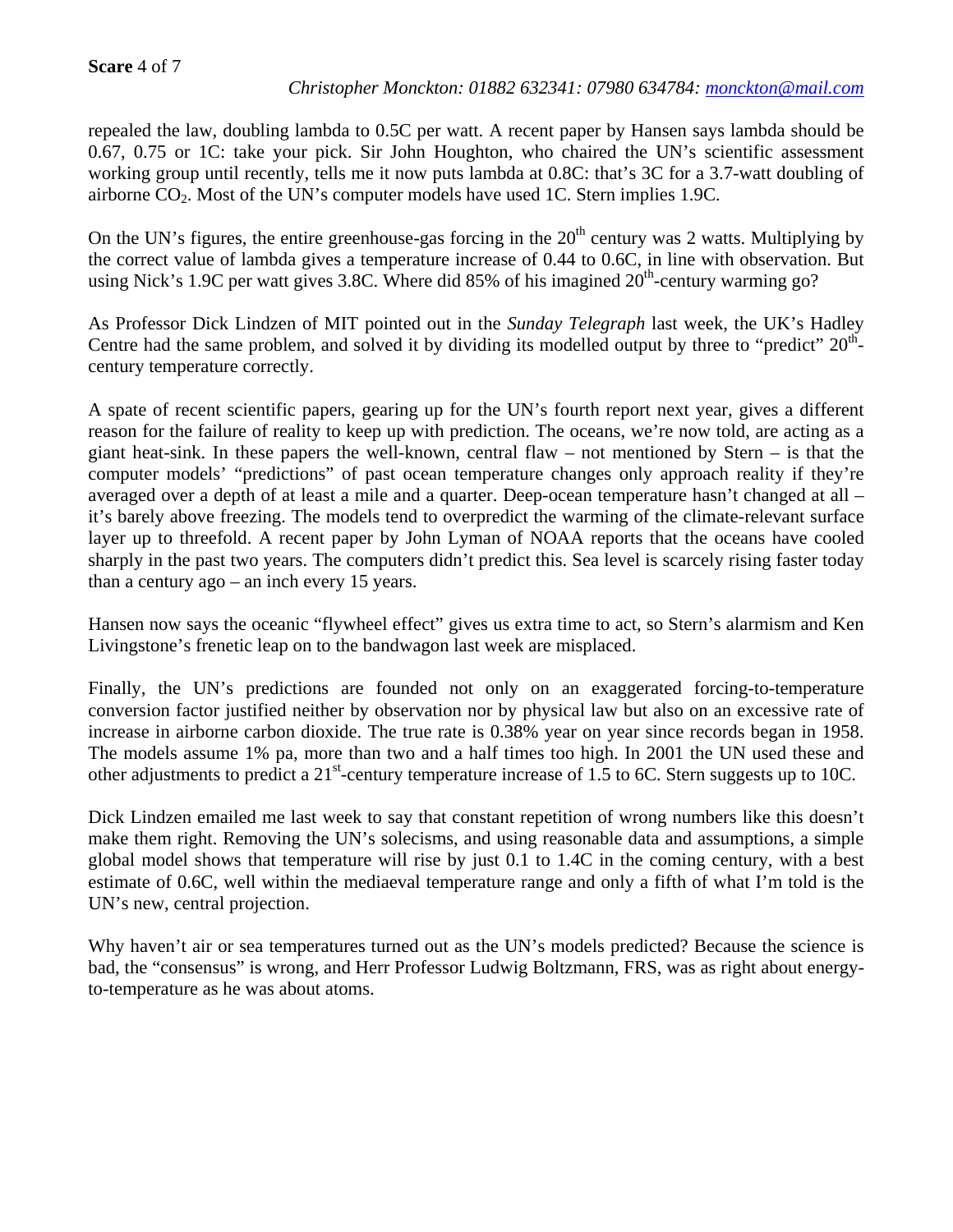repealed the law, doubling lambda to 0.5C per watt. A recent paper by Hansen says lambda should be 0.67, 0.75 or 1C: take your pick. Sir John Houghton, who chaired the UN's scientific assessment working group until recently, tells me it now puts lambda at 0.8C: that's 3C for a 3.7-watt doubling of airborne $CO_2$. Most of the UN's computer models have used 1C. Stern implies 1.9C.

On the UN's figures, the entire greenhouse-gas forcing in the 20th century was 2 watts. Multiplying by the correct value of lambda gives a temperature increase of 0.44 to 0.6C, in line with observation. But using Nick's 1.9C per watt gives 3.8C. Where did 85% of his imagined 20th-century warming go?

As Professor Dick Lindzen of MIT pointed out in the *Sunday Telegraph* last week, the UK's Hadley Centre had the same problem, and solved it by dividing its modelled output by three to "predict" 20th-century temperature correctly.

A spate of recent scientific papers, gearing up for the UN's fourth report next year, gives a different reason for the failure of reality to keep up with prediction. The oceans, we're now told, are acting as a giant heat-sink. In these papers the well-known, central flaw – not mentioned by Stern – is that the computer models' "predictions" of past ocean temperature changes only approach reality if they're averaged over a depth of at least a mile and a quarter. Deep-ocean temperature hasn't changed at all – it's barely above freezing. The models tend to overpredict the warming of the climate-relevant surface layer up to threefold. A recent paper by John Lyman of NOAA reports that the oceans have cooled sharply in the past two years. The computers didn't predict this. Sea level is scarcely rising faster today than a century ago – an inch every 15 years.

Hansen now says the oceanic "flywheel effect" gives us extra time to act, so Stern's alarmism and Ken Livingstone's frenetic leap on to the bandwagon last week are misplaced.

Finally, the UN's predictions are founded not only on an exaggerated forcing-to-temperature conversion factor justified neither by observation nor by physical law but also on an excessive rate of increase in airborne carbon dioxide. The true rate is 0.38% year on year since records began in 1958. The models assume 1% pa, more than two and a half times too high. In 2001 the UN used these and other adjustments to predict a 21st-century temperature increase of 1.5 to 6C. Stern suggests up to 10C.

Dick Lindzen emailed me last week to say that constant repetition of wrong numbers like this doesn't make them right. Removing the UN's solecisms, and using reasonable data and assumptions, a simple global model shows that temperature will rise by just 0.1 to 1.4C in the coming century, with a best estimate of 0.6C, well within the mediaeval temperature range and only a fifth of what I'm told is the UN's new, central projection.

Why haven't air or sea temperatures turned out as the UN's models predicted? Because the science is bad, the "consensus" is wrong, and Herr Professor Ludwig Boltzmann, FRS, was as right about energy-to-temperature as he was about atoms.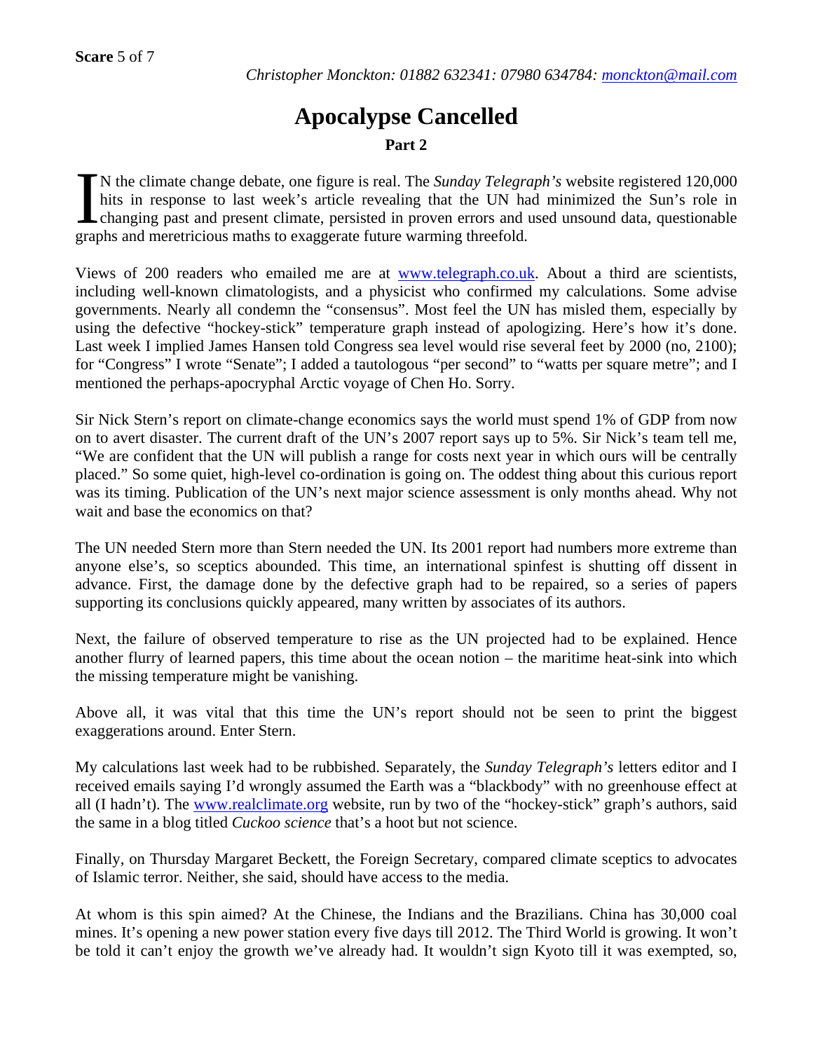Christopher Monckton: 01882 632341: 07980 634784: monckton@mail.com

# Apocalypse Cancelled

## Part 2

IN the climate change debate, one figure is real. The *Sunday Telegraph's* website registered 120,000 hits in response to last week's article revealing that the UN had minimized the Sun's role in changing past and present climate, persisted in proven errors and used unsound data, questionable graphs and meretricious maths to exaggerate future warming threefold.

Views of 200 readers who emailed me are at www.telegraph.co.uk. About a third are scientists, including well-known climatologists, and a physicist who confirmed my calculations. Some advise governments. Nearly all condemn the "consensus". Most feel the UN has misled them, especially by using the defective "hockey-stick" temperature graph instead of apologizing. Here's how it's done. Last week I implied James Hansen told Congress sea level would rise several feet by 2000 (no, 2100); for "Congress" I wrote "Senate"; I added a tautologous "per second" to "watts per square metre"; and I mentioned the perhaps-apocryphal Arctic voyage of Chen Ho. Sorry.

Sir Nick Stern's report on climate-change economics says the world must spend 1% of GDP from now on to avert disaster. The current draft of the UN's 2007 report says up to 5%. Sir Nick's team tell me, "We are confident that the UN will publish a range for costs next year in which ours will be centrally placed." So some quiet, high-level co-ordination is going on. The oddest thing about this curious report was its timing. Publication of the UN's next major science assessment is only months ahead. Why not wait and base the economics on that?

The UN needed Stern more than Stern needed the UN. Its 2001 report had numbers more extreme than anyone else's, so sceptics abounded. This time, an international spinfest is shutting off dissent in advance. First, the damage done by the defective graph had to be repaired, so a series of papers supporting its conclusions quickly appeared, many written by associates of its authors.

Next, the failure of observed temperature to rise as the UN projected had to be explained. Hence another flurry of learned papers, this time about the ocean notion – the maritime heat-sink into which the missing temperature might be vanishing.

Above all, it was vital that this time the UN's report should not be seen to print the biggest exaggerations around. Enter Stern.

My calculations last week had to be rubbished. Separately, the *Sunday Telegraph's* letters editor and I received emails saying I'd wrongly assumed the Earth was a "blackbody" with no greenhouse effect at all (I hadn't). The www.realclimate.org website, run by two of the "hockey-stick" graph's authors, said the same in a blog titled *Cuckoo science* that's a hoot but not science.

Finally, on Thursday Margaret Beckett, the Foreign Secretary, compared climate sceptics to advocates of Islamic terror. Neither, she said, should have access to the media.

At whom is this spin aimed? At the Chinese, the Indians and the Brazilians. China has 30,000 coal mines. It's opening a new power station every five days till 2012. The Third World is growing. It won't be told it can't enjoy the growth we've already had. It wouldn't sign Kyoto till it was exempted, so,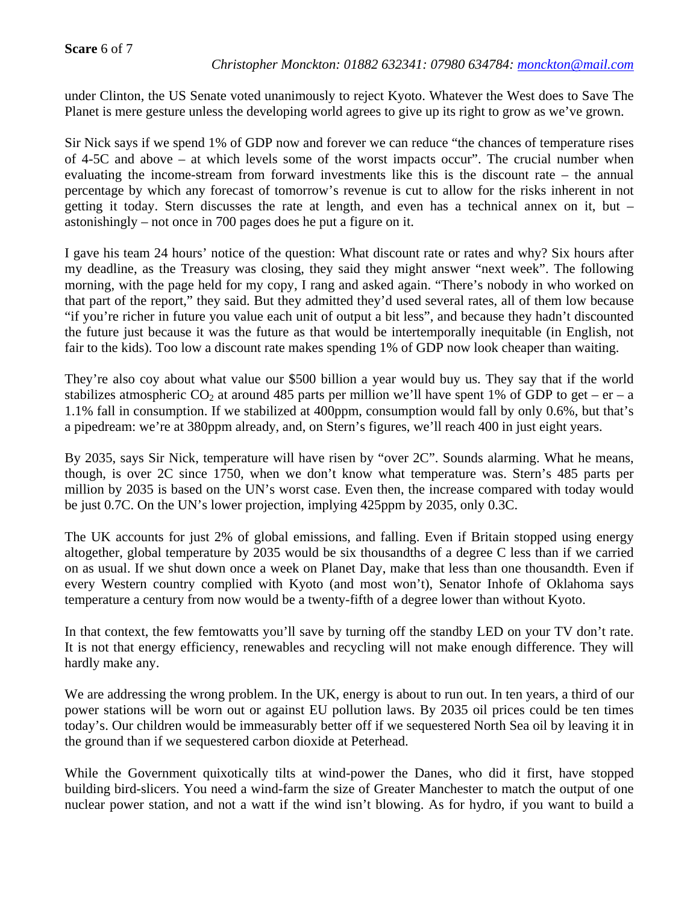under Clinton, the US Senate voted unanimously to reject Kyoto. Whatever the West does to Save The Planet is mere gesture unless the developing world agrees to give up its right to grow as we've grown.

Sir Nick says if we spend 1% of GDP now and forever we can reduce "the chances of temperature rises of 4-5C and above – at which levels some of the worst impacts occur". The crucial number when evaluating the income-stream from forward investments like this is the discount rate – the annual percentage by which any forecast of tomorrow's revenue is cut to allow for the risks inherent in not getting it today. Stern discusses the rate at length, and even has a technical annex on it, but – astonishingly – not once in 700 pages does he put a figure on it.

I gave his team 24 hours' notice of the question: What discount rate or rates and why? Six hours after my deadline, as the Treasury was closing, they said they might answer "next week". The following morning, with the page held for my copy, I rang and asked again. "There's nobody in who worked on that part of the report," they said. But they admitted they'd used several rates, all of them low because "if you're richer in future you value each unit of output a bit less", and because they hadn't discounted the future just because it was the future as that would be intertemporally inequitable (in English, not fair to the kids). Too low a discount rate makes spending 1% of GDP now look cheaper than waiting.

They're also coy about what value our $500 billion a year would buy us. They say that if the world stabilizes atmospheric $CO_2$ at around 485 parts per million we'll have spent 1% of GDP to get – er – a 1.1% fall in consumption. If we stabilized at 400ppm, consumption would fall by only 0.6%, but that's a pipedream: we're at 380ppm already, and, on Stern's figures, we'll reach 400 in just eight years.

By 2035, says Sir Nick, temperature will have risen by "over 2C". Sounds alarming. What he means, though, is over 2C since 1750, when we don't know what temperature was. Stern's 485 parts per million by 2035 is based on the UN's worst case. Even then, the increase compared with today would be just 0.7C. On the UN's lower projection, implying 425ppm by 2035, only 0.3C.

The UK accounts for just 2% of global emissions, and falling. Even if Britain stopped using energy altogether, global temperature by 2035 would be six thousandths of a degree C less than if we carried on as usual. If we shut down once a week on Planet Day, make that less than one thousandth. Even if every Western country complied with Kyoto (and most won't), Senator Inhofe of Oklahoma says temperature a century from now would be a twenty-fifth of a degree lower than without Kyoto.

In that context, the few femtowatts you'll save by turning off the standby LED on your TV don't rate. It is not that energy efficiency, renewables and recycling will not make enough difference. They will hardly make any.

We are addressing the wrong problem. In the UK, energy is about to run out. In ten years, a third of our power stations will be worn out or against EU pollution laws. By 2035 oil prices could be ten times today's. Our children would be immeasurably better off if we sequestered North Sea oil by leaving it in the ground than if we sequestered carbon dioxide at Peterhead.

While the Government quixotically tilts at wind-power the Danes, who did it first, have stopped building bird-slicers. You need a wind-farm the size of Greater Manchester to match the output of one nuclear power station, and not a watt if the wind isn't blowing. As for hydro, if you want to build a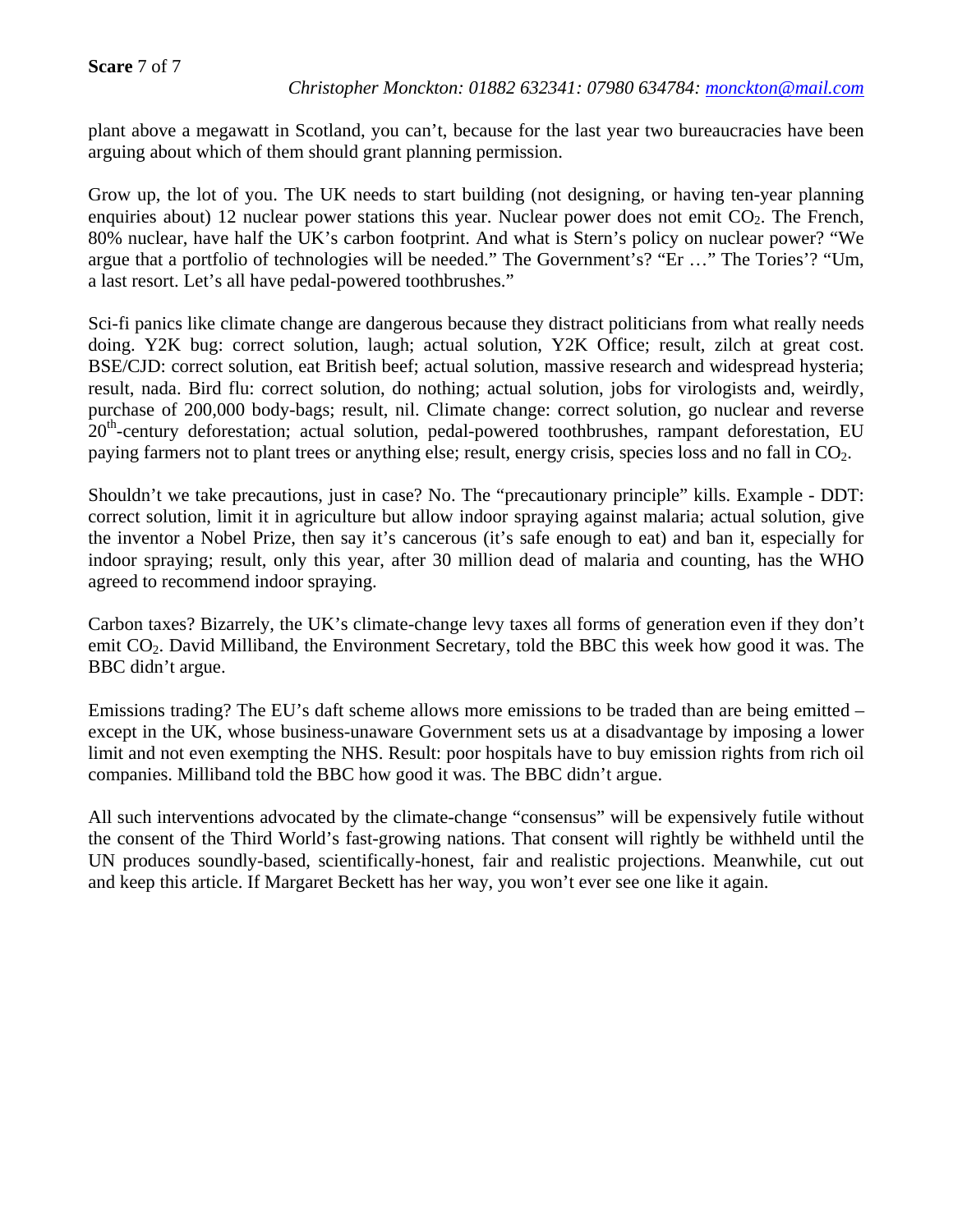plant above a megawatt in Scotland, you can't, because for the last year two bureaucracies have been arguing about which of them should grant planning permission.

Grow up, the lot of you. The UK needs to start building (not designing, or having ten-year planning enquiries about) 12 nuclear power stations this year. Nuclear power does not emit $CO_2$. The French, 80% nuclear, have half the UK's carbon footprint. And what is Stern's policy on nuclear power? "We argue that a portfolio of technologies will be needed." The Government's? "Er …" The Tories'? "Um, a last resort. Let's all have pedal-powered toothbrushes."

Sci-fi panics like climate change are dangerous because they distract politicians from what really needs doing. Y2K bug: correct solution, laugh; actual solution, Y2K Office; result, zilch at great cost. BSE/CJD: correct solution, eat British beef; actual solution, massive research and widespread hysteria; result, nada. Bird flu: correct solution, do nothing; actual solution, jobs for virologists and, weirdly, purchase of 200,000 body-bags; result, nil. Climate change: correct solution, go nuclear and reverse $20^{th}$-century deforestation; actual solution, pedal-powered toothbrushes, rampant deforestation, EU paying farmers not to plant trees or anything else; result, energy crisis, species loss and no fall in $CO_2$.

Shouldn't we take precautions, just in case? No. The "precautionary principle" kills. Example - DDT: correct solution, limit it in agriculture but allow indoor spraying against malaria; actual solution, give the inventor a Nobel Prize, then say it's cancerous (it's safe enough to eat) and ban it, especially for indoor spraying; result, only this year, after 30 million dead of malaria and counting, has the WHO agreed to recommend indoor spraying.

Carbon taxes? Bizarrely, the UK's climate-change levy taxes all forms of generation even if they don't emit $CO_2$. David Milliband, the Environment Secretary, told the BBC this week how good it was. The BBC didn't argue.

Emissions trading? The EU's daft scheme allows more emissions to be traded than are being emitted – except in the UK, whose business-unaware Government sets us at a disadvantage by imposing a lower limit and not even exempting the NHS. Result: poor hospitals have to buy emission rights from rich oil companies. Milliband told the BBC how good it was. The BBC didn't argue.

All such interventions advocated by the climate-change "consensus" will be expensively futile without the consent of the Third World's fast-growing nations. That consent will rightly be withheld until the UN produces soundly-based, scientifically-honest, fair and realistic projections. Meanwhile, cut out and keep this article. If Margaret Beckett has her way, you won't ever see one like it again.